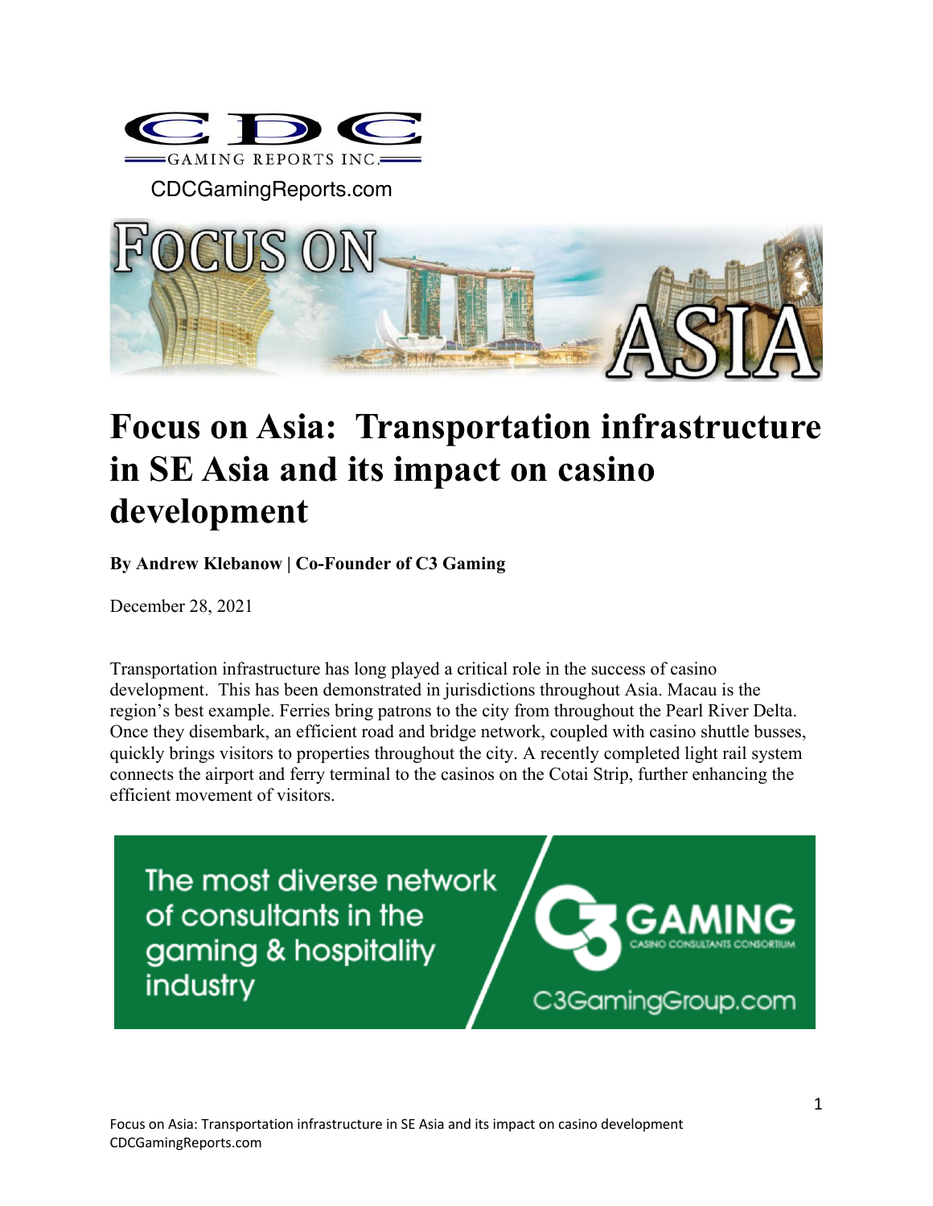CDC GAMING REPORTS INC.

CDCGamingReports.com

# Focus on Asia: Transportation infrastructure in SE Asia and its impact on casino development

**By Andrew Klebanow | Co-Founder of C3 Gaming**

December 28, 2021

Transportation infrastructure has long played a critical role in the success of casino development. This has been demonstrated in jurisdictions throughout Asia. Macau is the region's best example. Ferries bring patrons to the city from throughout the Pearl River Delta. Once they disembark, an efficient road and bridge network, coupled with casino shuttle busses, quickly brings visitors to properties throughout the city. A recently completed light rail system connects the airport and ferry terminal to the casinos on the Cotai Strip, further enhancing the efficient movement of visitors.

The most diverse network of consultants in the gaming & hospitality industry

C3 GAMING — CASINO CONSULTANTS CONSORTIUM

C3GamingGroup.com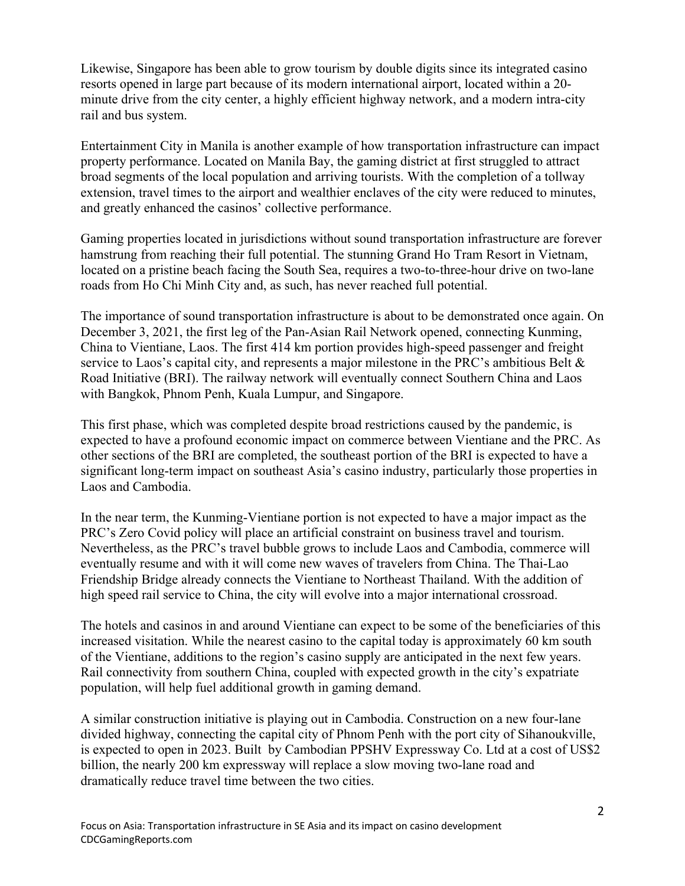Likewise, Singapore has been able to grow tourism by double digits since its integrated casino resorts opened in large part because of its modern international airport, located within a 20-minute drive from the city center, a highly efficient highway network, and a modern intra-city rail and bus system.

Entertainment City in Manila is another example of how transportation infrastructure can impact property performance. Located on Manila Bay, the gaming district at first struggled to attract broad segments of the local population and arriving tourists. With the completion of a tollway extension, travel times to the airport and wealthier enclaves of the city were reduced to minutes, and greatly enhanced the casinos' collective performance.

Gaming properties located in jurisdictions without sound transportation infrastructure are forever hamstrung from reaching their full potential. The stunning Grand Ho Tram Resort in Vietnam, located on a pristine beach facing the South Sea, requires a two-to-three-hour drive on two-lane roads from Ho Chi Minh City and, as such, has never reached full potential.

The importance of sound transportation infrastructure is about to be demonstrated once again. On December 3, 2021, the first leg of the Pan-Asian Rail Network opened, connecting Kunming, China to Vientiane, Laos. The first 414 km portion provides high-speed passenger and freight service to Laos's capital city, and represents a major milestone in the PRC's ambitious Belt & Road Initiative (BRI). The railway network will eventually connect Southern China and Laos with Bangkok, Phnom Penh, Kuala Lumpur, and Singapore.

This first phase, which was completed despite broad restrictions caused by the pandemic, is expected to have a profound economic impact on commerce between Vientiane and the PRC. As other sections of the BRI are completed, the southeast portion of the BRI is expected to have a significant long-term impact on southeast Asia's casino industry, particularly those properties in Laos and Cambodia.

In the near term, the Kunming-Vientiane portion is not expected to have a major impact as the PRC's Zero Covid policy will place an artificial constraint on business travel and tourism. Nevertheless, as the PRC's travel bubble grows to include Laos and Cambodia, commerce will eventually resume and with it will come new waves of travelers from China. The Thai-Lao Friendship Bridge already connects the Vientiane to Northeast Thailand. With the addition of high speed rail service to China, the city will evolve into a major international crossroad.

The hotels and casinos in and around Vientiane can expect to be some of the beneficiaries of this increased visitation. While the nearest casino to the capital today is approximately 60 km south of the Vientiane, additions to the region's casino supply are anticipated in the next few years. Rail connectivity from southern China, coupled with expected growth in the city's expatriate population, will help fuel additional growth in gaming demand.

A similar construction initiative is playing out in Cambodia. Construction on a new four-lane divided highway, connecting the capital city of Phnom Penh with the port city of Sihanoukville, is expected to open in 2023. Built by Cambodian PPSHV Expressway Co. Ltd at a cost of US$2 billion, the nearly 200 km expressway will replace a slow moving two-lane road and dramatically reduce travel time between the two cities.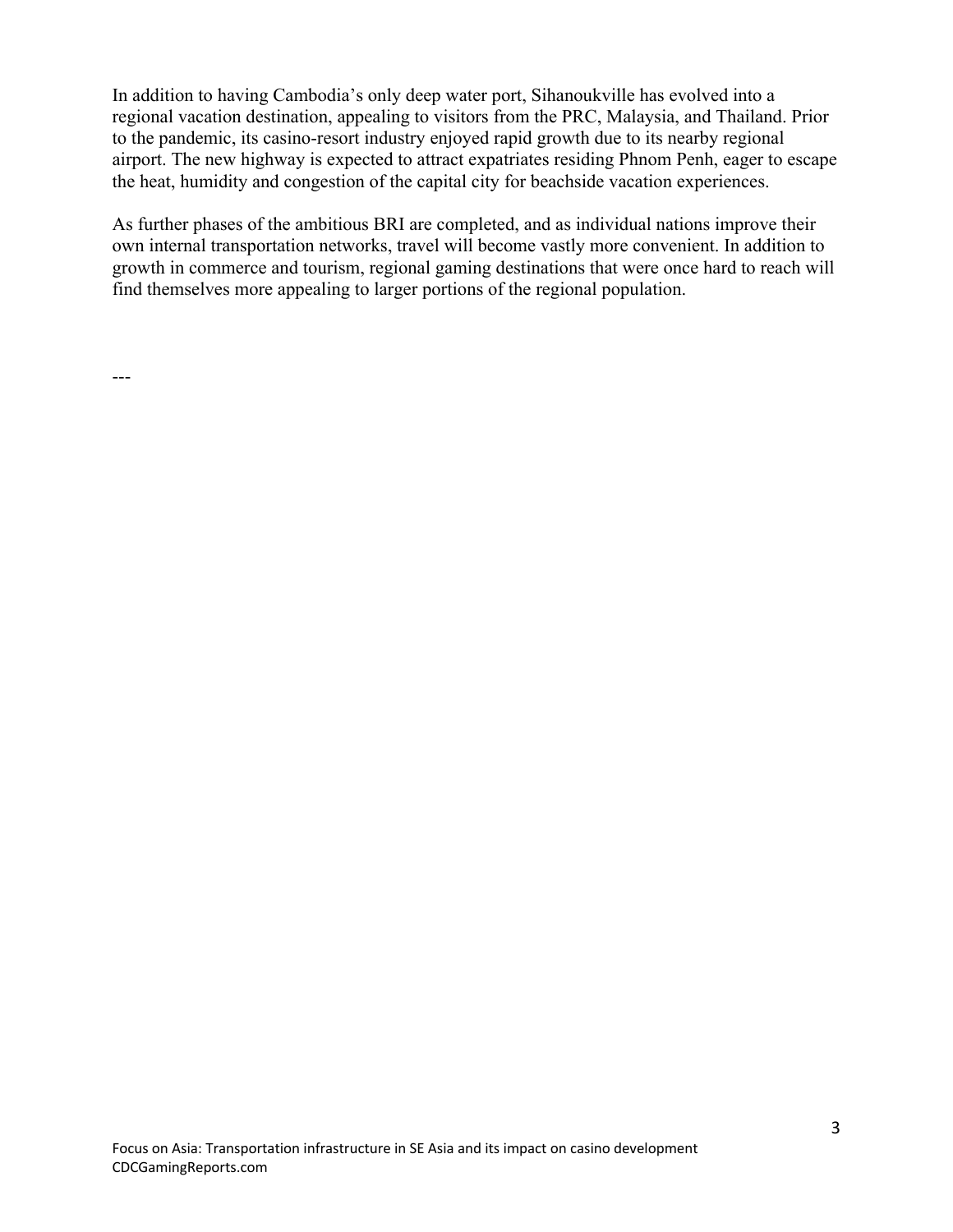In addition to having Cambodia's only deep water port, Sihanoukville has evolved into a regional vacation destination, appealing to visitors from the PRC, Malaysia, and Thailand. Prior to the pandemic, its casino-resort industry enjoyed rapid growth due to its nearby regional airport. The new highway is expected to attract expatriates residing Phnom Penh, eager to escape the heat, humidity and congestion of the capital city for beachside vacation experiences.

As further phases of the ambitious BRI are completed, and as individual nations improve their own internal transportation networks, travel will become vastly more convenient. In addition to growth in commerce and tourism, regional gaming destinations that were once hard to reach will find themselves more appealing to larger portions of the regional population.

---